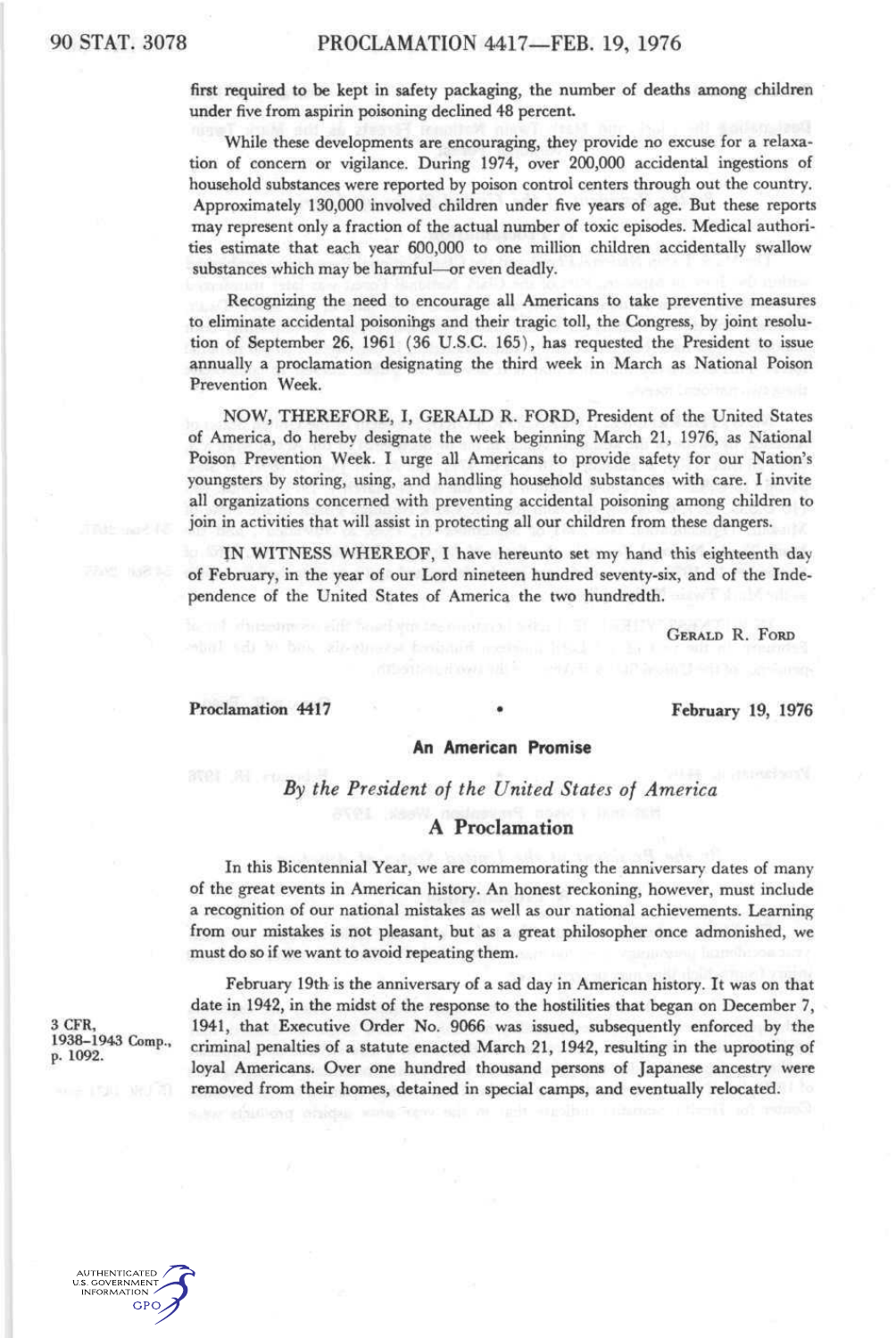first required to be kept in safety packaging, the number of deaths among children under five from aspirin poisoning declined 48 percent.

While these developments are encouraging, they provide no excuse for a relaxation of concern or vigilance. During 1974, over 200,000 accidental ingestions of household substances were reported by poison control centers through out the country. Approximately 130,000 involved children under five years of age. But these reports may represent only a fraction of the actual number of toxic episodes. Medical authorities estimate that each year 600,000 to one million children accidentally swallow substances which may be harmful—or even deadly.

Recognizing the need to encourage all Americans to take preventive measures to eliminate accidental poisonings and their tragic toll, the Congress, by joint resolution of September 26, 1961 (36 U.S.C. 165), has requested the President to issue annually a proclamation designating the third week in March as National Poison Prevention Week.

NOW, THEREFORE, I, GERALD R. FORD, President of the United States of America, do hereby designate the week beginning March 21, 1976, as National Poison Prevention Week. I urge all Americans to provide safety for our Nation's youngsters by storing, using, and handling household substances with care. I invite all organizations concerned with preventing accidental poisoning among children to join in activities that will assist in protecting all our children from these dangers.

IN WITNESS WHEREOF, I have hereunto set my hand this eighteenth day of February, in the year of our Lord nineteen hundred seventy-six, and of the Independence of the United States of America the two hundredth.

GERALD R. FORD

**Proclamation 4417** • **February 19, 1976**

## An American Promise

*By the President of the United States of America*

## A Proclamation

In this Bicentennial Year, we are commemorating the anniversary dates of many of the great events in American history. An honest reckoning, however, must include a recognition of our national mistakes as well as our national achievements. Learning from our mistakes is not pleasant, but as a great philosopher once admonished, we must do so if we want to avoid repeating them.

February 19th is the anniversary of a sad day in American history. It was on that date in 1942, in the midst of the response to the hostilities that began on December 7, 1941, that Executive Order No. 9066 was issued, subsequently enforced by the criminal penalties of a statute enacted March 21, 1942, resulting in the uprooting of loyal Americans. Over one hundred thousand persons of Japanese ancestry were removed from their homes, detained in special camps, and eventually relocated.

3 CFR, 1938–1943 Comp., p. 1092.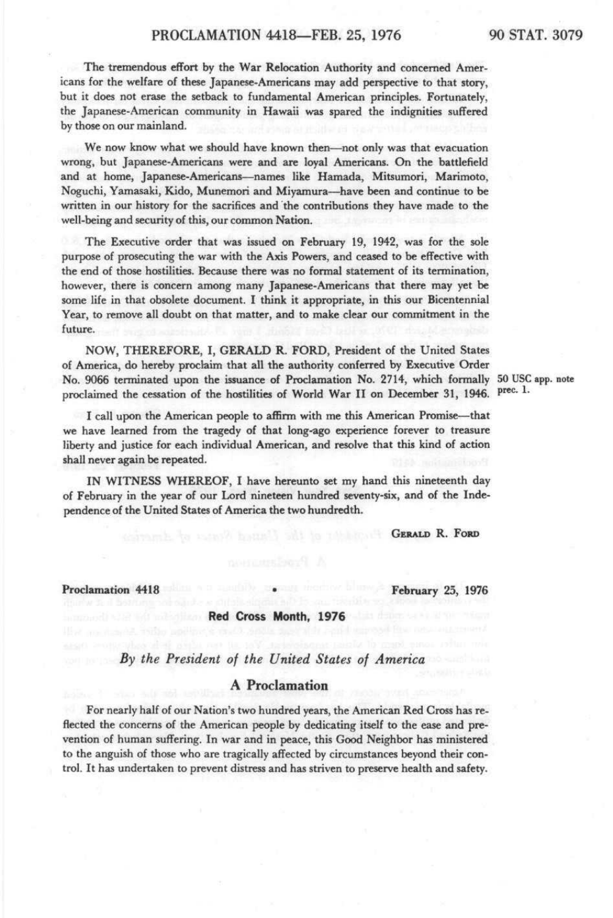The tremendous effort by the War Relocation Authority and concerned Americans for the welfare of these Japanese-Americans may add perspective to that story, but it does not erase the setback to fundamental American principles. Fortunately, the Japanese-American community in Hawaii was spared the indignities suffered by those on our mainland.

We now know what we should have known then—not only was that evacuation wrong, but Japanese-Americans were and are loyal Americans. On the battlefield and at home, Japanese-Americans—names like Hamada, Mitsumori, Marimoto, Noguchi, Yamasaki, Kido, Munemori and Miyamura—have been and continue to be written in our history for the sacrifices and the contributions they have made to the well-being and security of this, our common Nation.

The Executive order that was issued on February 19, 1942, was for the sole purpose of prosecuting the war with the Axis Powers, and ceased to be effective with the end of those hostilities. Because there was no formal statement of its termination, however, there is concern among many Japanese-Americans that there may yet be some life in that obsolete document. I think it appropriate, in this our Bicentennial Year, to remove all doubt on that matter, and to make clear our commitment in the future.

NOW, THEREFORE, I, GERALD R. FORD, President of the United States of America, do hereby proclaim that all the authority conferred by Executive Order No. 9066 terminated upon the issuance of Proclamation No. 2714, which formally proclaimed the cessation of the hostilities of World War II on December 31, 1946.

50 USC app. note prec. 1.

I call upon the American people to affirm with me this American Promise—that we have learned from the tragedy of that long-ago experience forever to treasure liberty and justice for each individual American, and resolve that this kind of action shall never again be repeated.

IN WITNESS WHEREOF, I have hereunto set my hand this nineteenth day of February in the year of our Lord nineteen hundred seventy-six, and of the Independence of the United States of America the two hundredth.

GERALD R. FORD

**Proclamation 4418** • **February 25, 1976**

## Red Cross Month, 1976

*By the President of the United States of America*

## A Proclamation

For nearly half of our Nation's two hundred years, the American Red Cross has reflected the concerns of the American people by dedicating itself to the ease and prevention of human suffering. In war and in peace, this Good Neighbor has ministered to the anguish of those who are tragically affected by circumstances beyond their control. It has undertaken to prevent distress and has striven to preserve health and safety.